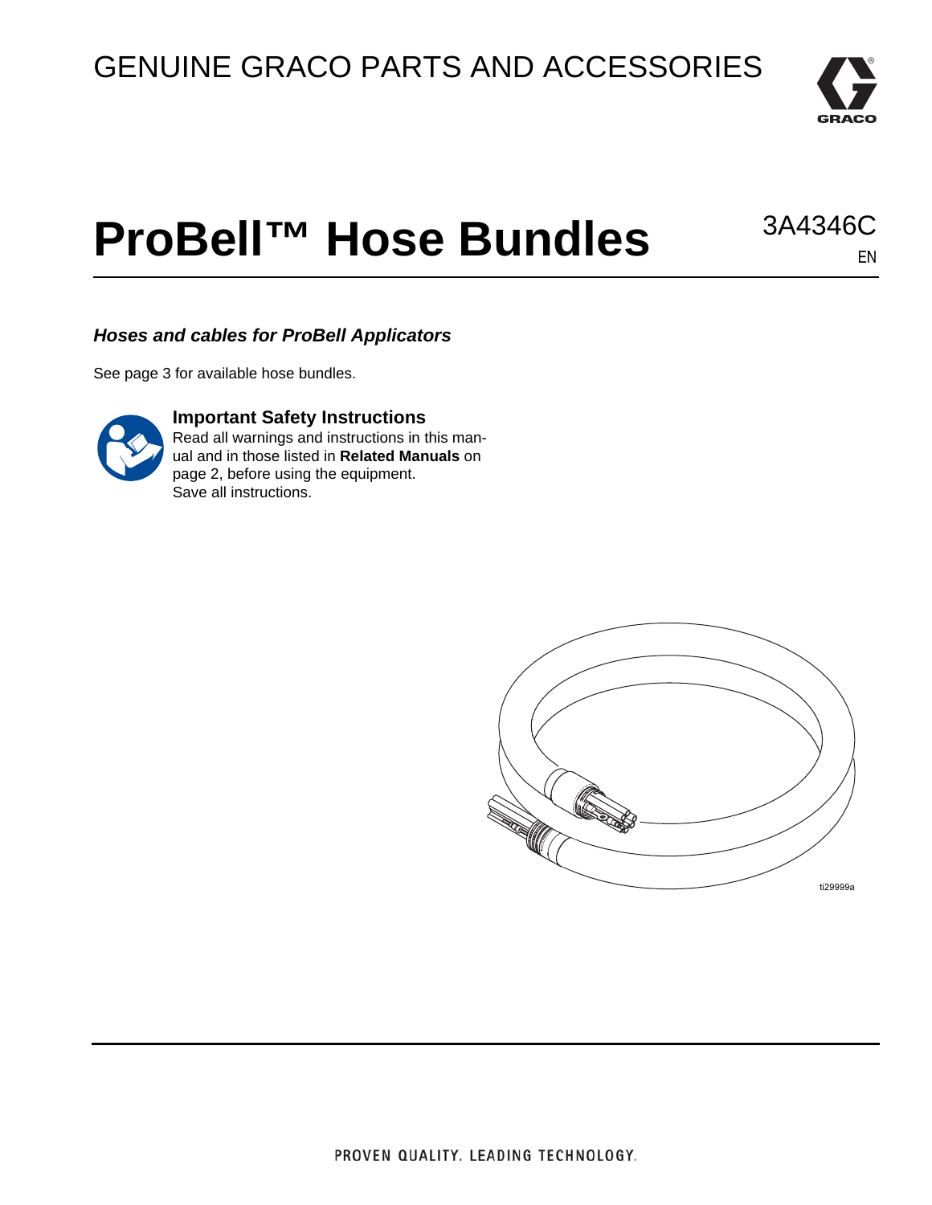GENUINE GRACO PARTS AND ACCESSORIES

# ProBell™ Hose Bundles

3A4346C

EN

***Hoses and cables for ProBell Applicators***

See page 3 for available hose bundles.

**Important Safety Instructions**

Read all warnings and instructions in this manual and in those listed in **Related Manuals** on page 2, before using the equipment.
Save all instructions.

ti29999a

PROVEN QUALITY. LEADING TECHNOLOGY.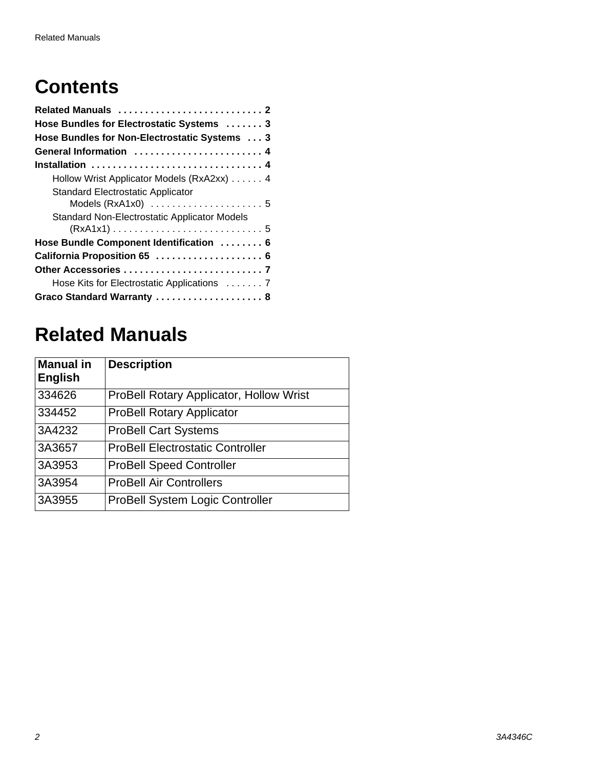# Contents

**Related Manuals** . . . . . . . . . . . . . . . . . . . . . . . . . . . **2**
**Hose Bundles for Electrostatic Systems** . . . . . . . **3**
**Hose Bundles for Non-Electrostatic Systems** . . . **3**
**General Information** . . . . . . . . . . . . . . . . . . . . . . . . **4**
**Installation** . . . . . . . . . . . . . . . . . . . . . . . . . . . . . . . . **4**
- Hollow Wrist Applicator Models (RxA2xx) . . . . . . 4
- Standard Electrostatic Applicator Models (RxA1x0) . . . . . . . . . . . . . . . . . . . . . 5
- Standard Non-Electrostatic Applicator Models (RxA1x1) . . . . . . . . . . . . . . . . . . . . . . . . . . . . 5

**Hose Bundle Component Identification** . . . . . . . . **6**
**California Proposition 65** . . . . . . . . . . . . . . . . . . . . **6**
**Other Accessories** . . . . . . . . . . . . . . . . . . . . . . . . . . **7**
- Hose Kits for Electrostatic Applications . . . . . . . 7

**Graco Standard Warranty** . . . . . . . . . . . . . . . . . . . . **8**

# Related Manuals

| Manual in English | Description |
|---|---|
| 334626 | ProBell Rotary Applicator, Hollow Wrist |
| 334452 | ProBell Rotary Applicator |
| 3A4232 | ProBell Cart Systems |
| 3A3657 | ProBell Electrostatic Controller |
| 3A3953 | ProBell Speed Controller |
| 3A3954 | ProBell Air Controllers |
| 3A3955 | ProBell System Logic Controller |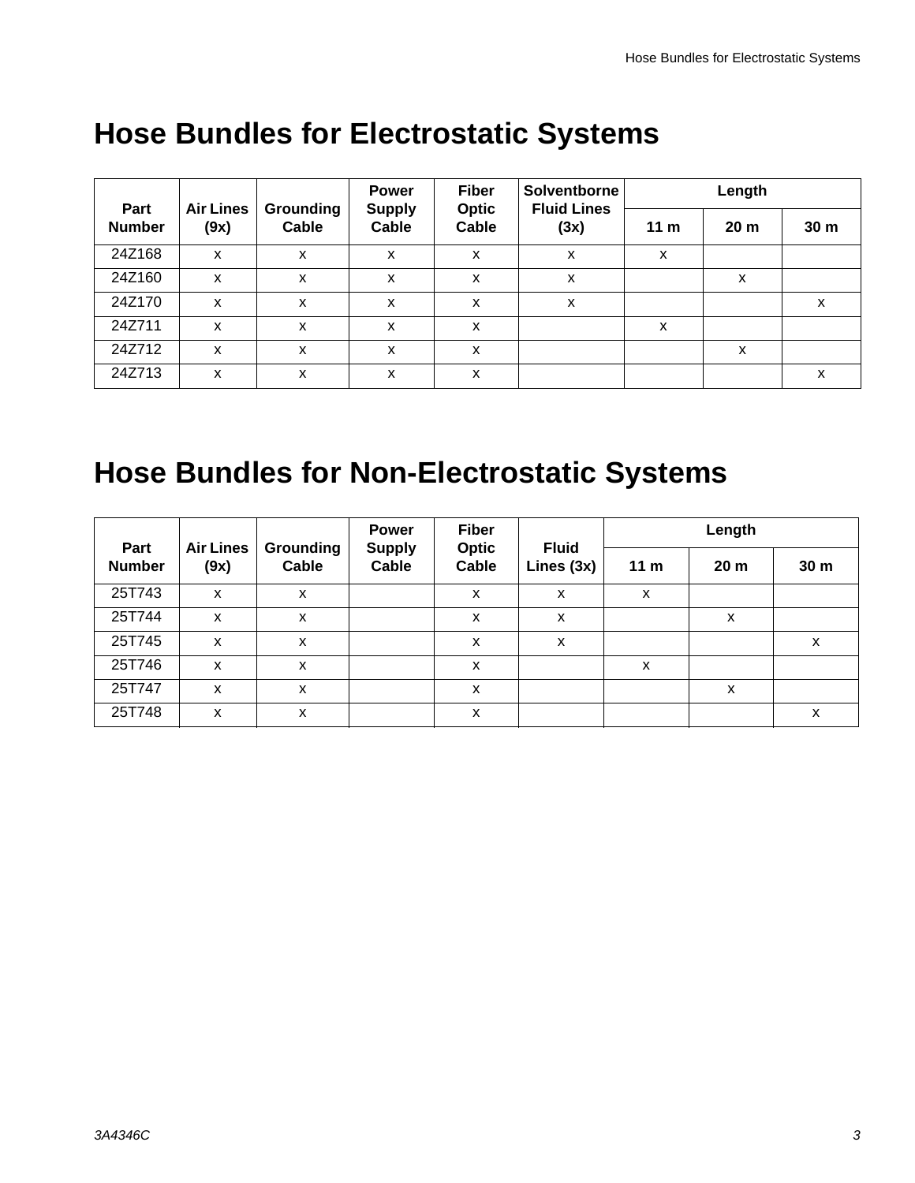# Hose Bundles for Electrostatic Systems

| Part Number | Air Lines (9x) | Grounding Cable | Power Supply Cable | Fiber Optic Cable | Solventborne Fluid Lines (3x) | Length | | |
|---|---|---|---|---|---|---|---|---|
| | | | | | | 11 m | 20 m | 30 m |
| 24Z168 | x | x | x | x | x | x | | |
| 24Z160 | x | x | x | x | x | | x | |
| 24Z170 | x | x | x | x | x | | | x |
| 24Z711 | x | x | x | x | | x | | |
| 24Z712 | x | x | x | x | | | x | |
| 24Z713 | x | x | x | x | | | | x |

# Hose Bundles for Non-Electrostatic Systems

| Part Number | Air Lines (9x) | Grounding Cable | Power Supply Cable | Fiber Optic Cable | Fluid Lines (3x) | Length | | |
|---|---|---|---|---|---|---|---|---|
| | | | | | | 11 m | 20 m | 30 m |
| 25T743 | x | x | | x | x | x | | |
| 25T744 | x | x | | x | x | | x | |
| 25T745 | x | x | | x | x | | | x |
| 25T746 | x | x | | x | | x | | |
| 25T747 | x | x | | x | | | x | |
| 25T748 | x | x | | x | | | | x |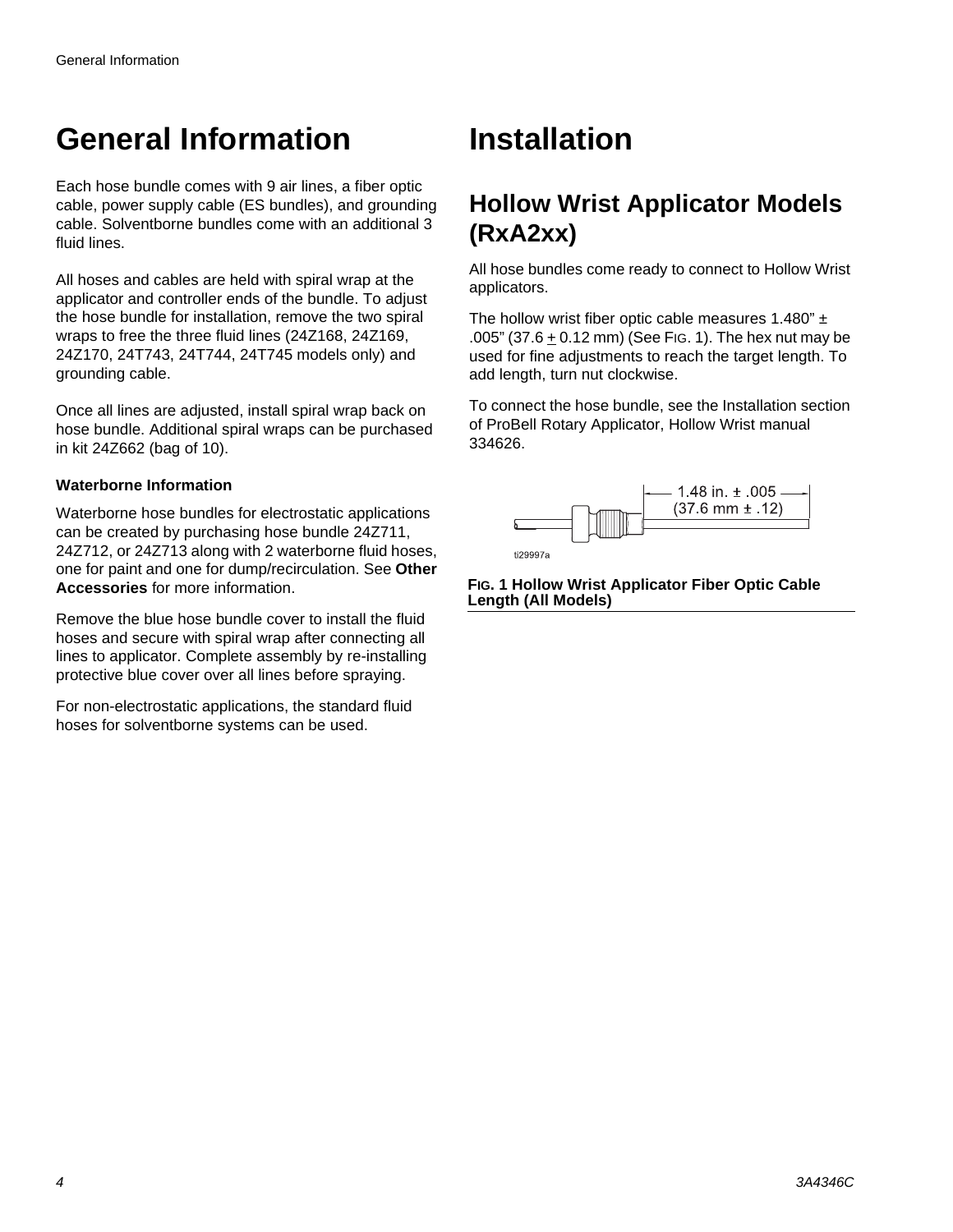# General Information

Each hose bundle comes with 9 air lines, a fiber optic cable, power supply cable (ES bundles), and grounding cable. Solventborne bundles come with an additional 3 fluid lines.

All hoses and cables are held with spiral wrap at the applicator and controller ends of the bundle. To adjust the hose bundle for installation, remove the two spiral wraps to free the three fluid lines (24Z168, 24Z169, 24Z170, 24T743, 24T744, 24T745 models only) and grounding cable.

Once all lines are adjusted, install spiral wrap back on hose bundle. Additional spiral wraps can be purchased in kit 24Z662 (bag of 10).

**Waterborne Information**

Waterborne hose bundles for electrostatic applications can be created by purchasing hose bundle 24Z711, 24Z712, or 24Z713 along with 2 waterborne fluid hoses, one for paint and one for dump/recirculation. See **Other Accessories** for more information.

Remove the blue hose bundle cover to install the fluid hoses and secure with spiral wrap after connecting all lines to applicator. Complete assembly by re-installing protective blue cover over all lines before spraying.

For non-electrostatic applications, the standard fluid hoses for solventborne systems can be used.

# Installation

## Hollow Wrist Applicator Models (RxA2xx)

All hose bundles come ready to connect to Hollow Wrist applicators.

The hollow wrist fiber optic cable measures 1.480” ± .005” (37.6 ± 0.12 mm) (See FIG. 1). The hex nut may be used for fine adjustments to reach the target length. To add length, turn nut clockwise.

To connect the hose bundle, see the Installation section of ProBell Rotary Applicator, Hollow Wrist manual 334626.

1.48 in. ± .005 (37.6 mm ± .12)

ti29997a

**FIG. 1 Hollow Wrist Applicator Fiber Optic Cable Length (All Models)**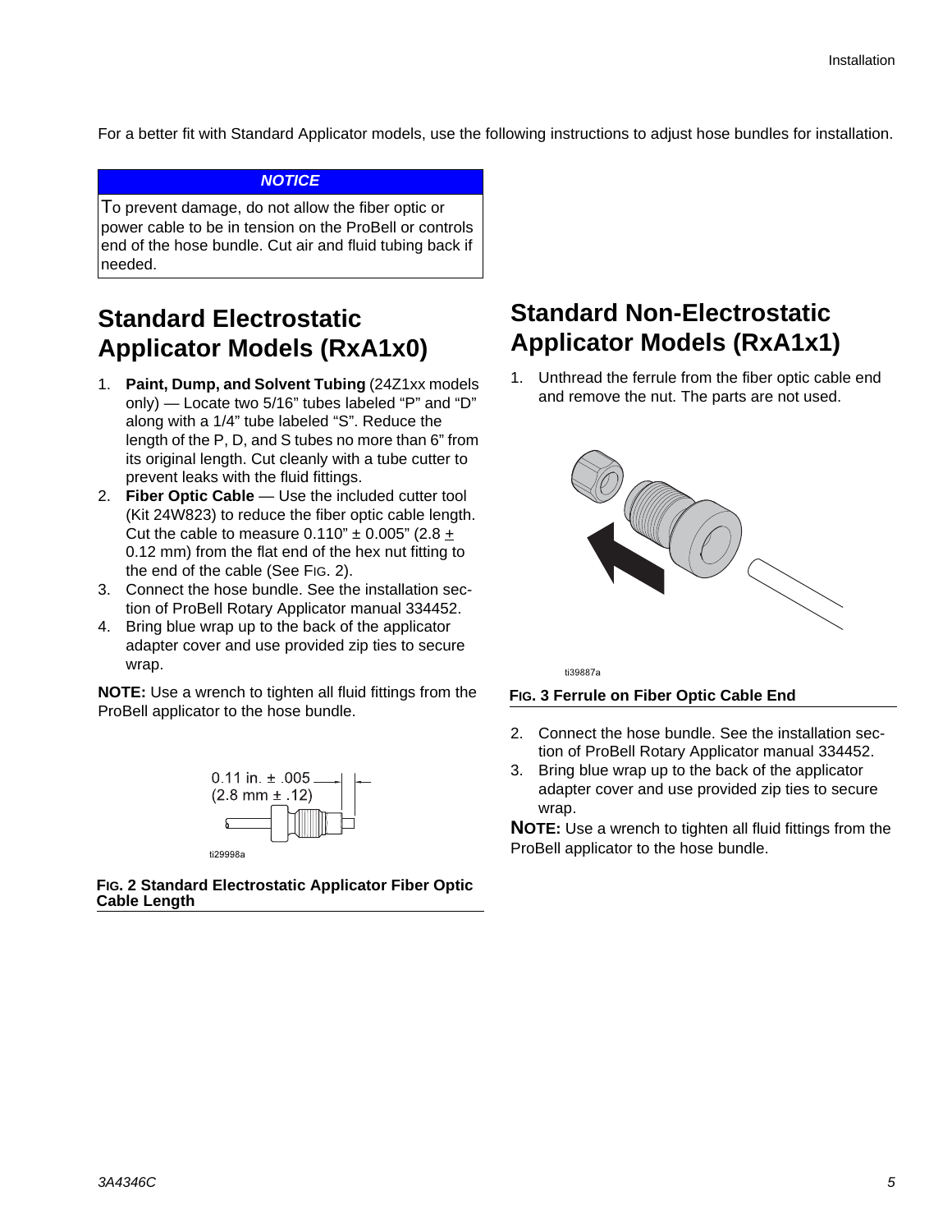For a better fit with Standard Applicator models, use the following instructions to adjust hose bundles for installation.

***NOTICE***

To prevent damage, do not allow the fiber optic or power cable to be in tension on the ProBell or controls end of the hose bundle. Cut air and fluid tubing back if needed.

## Standard Electrostatic Applicator Models (RxA1x0)

1. **Paint, Dump, and Solvent Tubing** (24Z1xx models only) — Locate two 5/16" tubes labeled "P" and "D" along with a 1/4" tube labeled "S". Reduce the length of the P, D, and S tubes no more than 6" from its original length. Cut cleanly with a tube cutter to prevent leaks with the fluid fittings.
2. **Fiber Optic Cable** — Use the included cutter tool (Kit 24W823) to reduce the fiber optic cable length. Cut the cable to measure 0.110" ± 0.005" (2.8 ± 0.12 mm) from the flat end of the hex nut fitting to the end of the cable (See FIG. 2).
3. Connect the hose bundle. See the installation section of ProBell Rotary Applicator manual 334452.
4. Bring blue wrap up to the back of the applicator adapter cover and use provided zip ties to secure wrap.

**NOTE:** Use a wrench to tighten all fluid fittings from the ProBell applicator to the hose bundle.

0.11 in. ± .005
(2.8 mm ± .12)

ti29998a

**FIG. 2 Standard Electrostatic Applicator Fiber Optic Cable Length**

## Standard Non-Electrostatic Applicator Models (RxA1x1)

1. Unthread the ferrule from the fiber optic cable end and remove the nut. The parts are not used.

ti39887a

**FIG. 3 Ferrule on Fiber Optic Cable End**

2. Connect the hose bundle. See the installation section of ProBell Rotary Applicator manual 334452.
3. Bring blue wrap up to the back of the applicator adapter cover and use provided zip ties to secure wrap.

**NOTE:** Use a wrench to tighten all fluid fittings from the ProBell applicator to the hose bundle.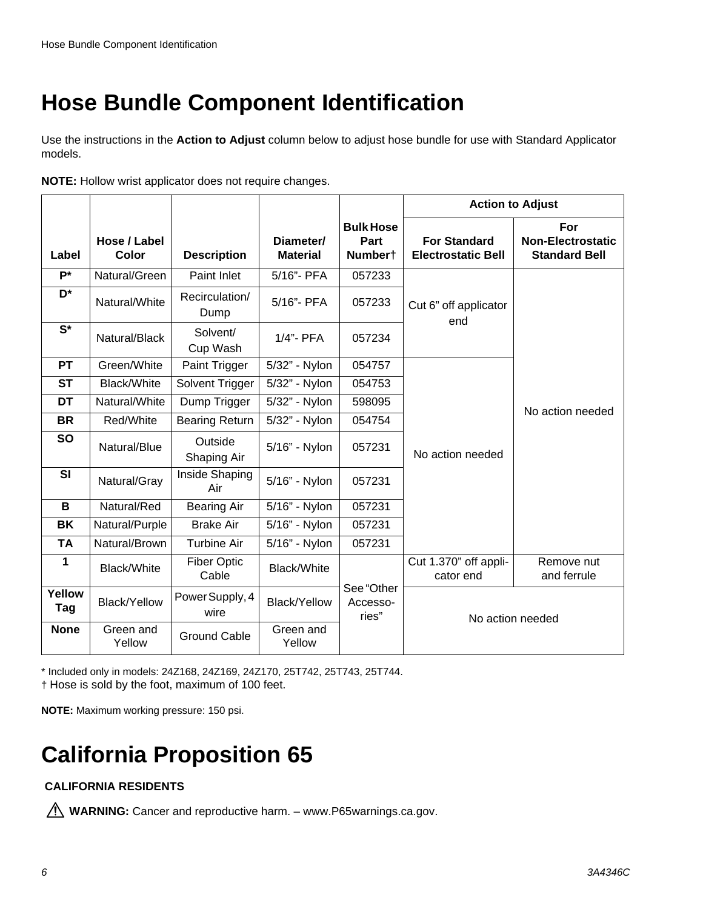# Hose Bundle Component Identification

Use the instructions in the **Action to Adjust** column below to adjust hose bundle for use with Standard Applicator models.

**NOTE:** Hollow wrist applicator does not require changes.

| Label | Hose / Label Color | Description | Diameter/ Material | Bulk Hose Part Number† | Action to Adjust | |
|---|---|---|---|---|---|---|
| | | | | | For Standard Electrostatic Bell | For Non-Electrostatic Standard Bell |
| **P*** | Natural/Green | Paint Inlet | 5/16”- PFA | 057233 | Cut 6” off applicator end | No action needed |
| **D*** | Natural/White | Recirculation/ Dump | 5/16”- PFA | 057233 | | |
| **S*** | Natural/Black | Solvent/ Cup Wash | 1/4”- PFA | 057234 | | |
| **PT** | Green/White | Paint Trigger | 5/32” - Nylon | 054757 | No action needed | |
| **ST** | Black/White | Solvent Trigger | 5/32” - Nylon | 054753 | | |
| **DT** | Natural/White | Dump Trigger | 5/32” - Nylon | 598095 | | |
| **BR** | Red/White | Bearing Return | 5/32” - Nylon | 054754 | | |
| **SO** | Natural/Blue | Outside Shaping Air | 5/16” - Nylon | 057231 | | |
| **SI** | Natural/Gray | Inside Shaping Air | 5/16” - Nylon | 057231 | | |
| **B** | Natural/Red | Bearing Air | 5/16” - Nylon | 057231 | | |
| **BK** | Natural/Purple | Brake Air | 5/16” - Nylon | 057231 | | |
| **TA** | Natural/Brown | Turbine Air | 5/16” - Nylon | 057231 | | |
| **1** | Black/White | Fiber Optic Cable | Black/White | See “Other Accessories” | Cut 1.370” off applicator end | Remove nut and ferrule |
| **Yellow Tag** | Black/Yellow | Power Supply, 4 wire | Black/Yellow | | No action needed | |
| **None** | Green and Yellow | Ground Cable | Green and Yellow | | | |

\* Included only in models: 24Z168, 24Z169, 24Z170, 25T742, 25T743, 25T744.
† Hose is sold by the foot, maximum of 100 feet.

**NOTE:** Maximum working pressure: 150 psi.

# California Proposition 65

**CALIFORNIA RESIDENTS**

⚠ **WARNING:** Cancer and reproductive harm. – www.P65warnings.ca.gov.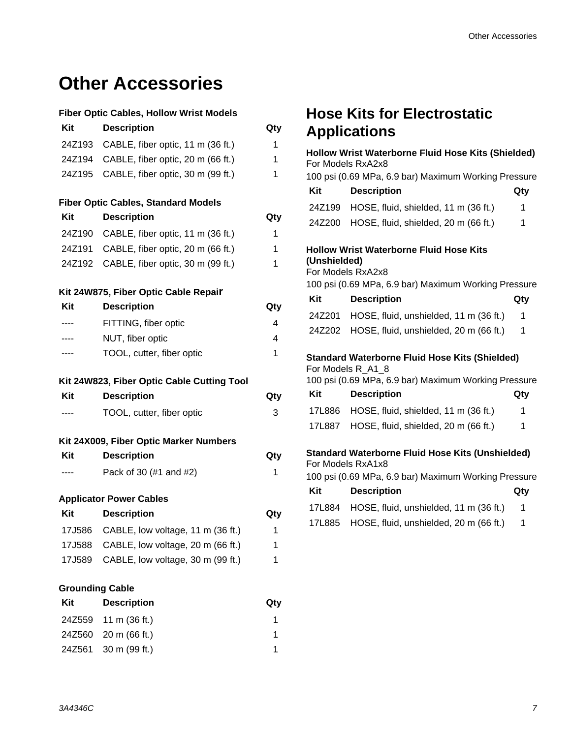# Other Accessories

**Fiber Optic Cables, Hollow Wrist Models**

| Kit | Description | Qty |
|---|---|---|
| 24Z193 | CABLE, fiber optic, 11 m (36 ft.) | 1 |
| 24Z194 | CABLE, fiber optic, 20 m (66 ft.) | 1 |
| 24Z195 | CABLE, fiber optic, 30 m (99 ft.) | 1 |

**Fiber Optic Cables, Standard Models**

| Kit | Description | Qty |
|---|---|---|
| 24Z190 | CABLE, fiber optic, 11 m (36 ft.) | 1 |
| 24Z191 | CABLE, fiber optic, 20 m (66 ft.) | 1 |
| 24Z192 | CABLE, fiber optic, 30 m (99 ft.) | 1 |

**Kit 24W875, Fiber Optic Cable Repair**

| Kit | Description | Qty |
|---|---|---|
| ---- | FITTING, fiber optic | 4 |
| ---- | NUT, fiber optic | 4 |
| ---- | TOOL, cutter, fiber optic | 1 |

**Kit 24W823, Fiber Optic Cable Cutting Tool**

| Kit | Description | Qty |
|---|---|---|
| ---- | TOOL, cutter, fiber optic | 3 |

**Kit 24X009, Fiber Optic Marker Numbers**

| Kit | Description | Qty |
|---|---|---|
| ---- | Pack of 30 (#1 and #2) | 1 |

**Applicator Power Cables**

| Kit | Description | Qty |
|---|---|---|
| 17J586 | CABLE, low voltage, 11 m (36 ft.) | 1 |
| 17J588 | CABLE, low voltage, 20 m (66 ft.) | 1 |
| 17J589 | CABLE, low voltage, 30 m (99 ft.) | 1 |

**Grounding Cable**

| Kit | Description | Qty |
|---|---|---|
| 24Z559 | 11 m (36 ft.) | 1 |
| 24Z560 | 20 m (66 ft.) | 1 |
| 24Z561 | 30 m (99 ft.) | 1 |

## Hose Kits for Electrostatic Applications

**Hollow Wrist Waterborne Fluid Hose Kits (Shielded)**
For Models RxA2x8
100 psi (0.69 MPa, 6.9 bar) Maximum Working Pressure

| Kit | Description | Qty |
|---|---|---|
| 24Z199 | HOSE, fluid, shielded, 11 m (36 ft.) | 1 |
| 24Z200 | HOSE, fluid, shielded, 20 m (66 ft.) | 1 |

**Hollow Wrist Waterborne Fluid Hose Kits (Unshielded)**
For Models RxA2x8
100 psi (0.69 MPa, 6.9 bar) Maximum Working Pressure

| Kit | Description | Qty |
|---|---|---|
| 24Z201 | HOSE, fluid, unshielded, 11 m (36 ft.) | 1 |
| 24Z202 | HOSE, fluid, unshielded, 20 m (66 ft.) | 1 |

**Standard Waterborne Fluid Hose Kits (Shielded)**
For Models R_A1_8
100 psi (0.69 MPa, 6.9 bar) Maximum Working Pressure

| Kit | Description | Qty |
|---|---|---|
| 17L886 | HOSE, fluid, shielded, 11 m (36 ft.) | 1 |
| 17L887 | HOSE, fluid, shielded, 20 m (66 ft.) | 1 |

**Standard Waterborne Fluid Hose Kits (Unshielded)**
For Models RxA1x8
100 psi (0.69 MPa, 6.9 bar) Maximum Working Pressure

| Kit | Description | Qty |
|---|---|---|
| 17L884 | HOSE, fluid, unshielded, 11 m (36 ft.) | 1 |
| 17L885 | HOSE, fluid, unshielded, 20 m (66 ft.) | 1 |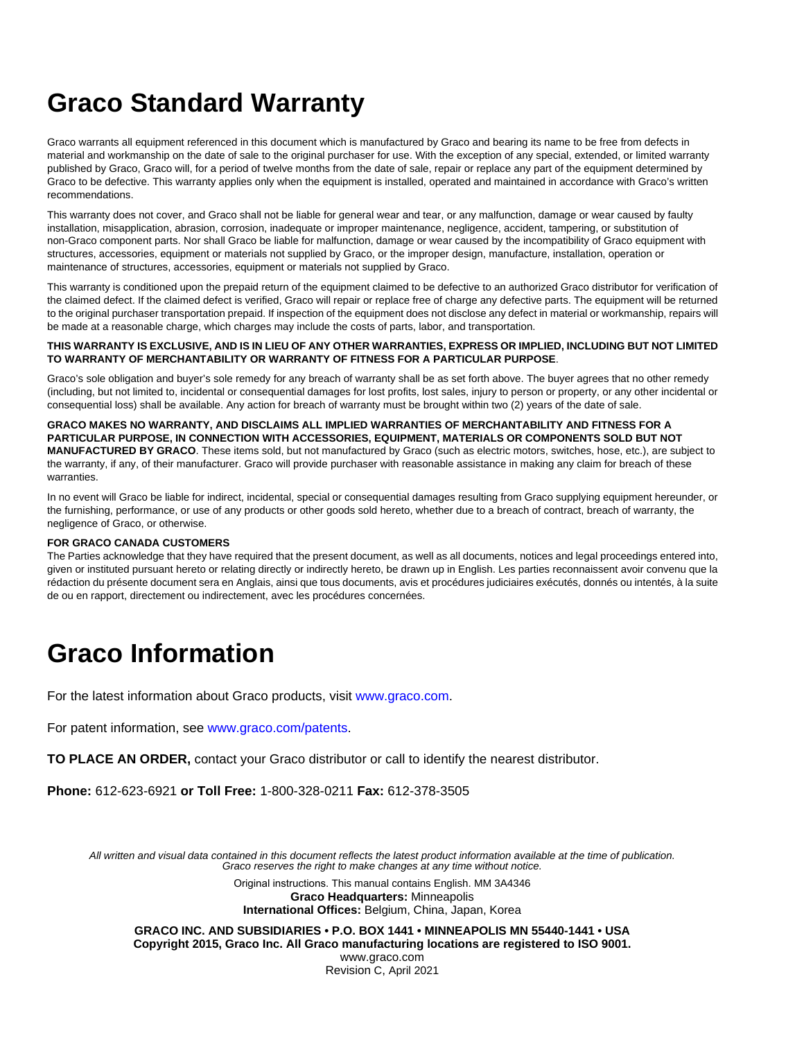# Graco Standard Warranty

Graco warrants all equipment referenced in this document which is manufactured by Graco and bearing its name to be free from defects in material and workmanship on the date of sale to the original purchaser for use. With the exception of any special, extended, or limited warranty published by Graco, Graco will, for a period of twelve months from the date of sale, repair or replace any part of the equipment determined by Graco to be defective. This warranty applies only when the equipment is installed, operated and maintained in accordance with Graco's written recommendations.

This warranty does not cover, and Graco shall not be liable for general wear and tear, or any malfunction, damage or wear caused by faulty installation, misapplication, abrasion, corrosion, inadequate or improper maintenance, negligence, accident, tampering, or substitution of non-Graco component parts. Nor shall Graco be liable for malfunction, damage or wear caused by the incompatibility of Graco equipment with structures, accessories, equipment or materials not supplied by Graco, or the improper design, manufacture, installation, operation or maintenance of structures, accessories, equipment or materials not supplied by Graco.

This warranty is conditioned upon the prepaid return of the equipment claimed to be defective to an authorized Graco distributor for verification of the claimed defect. If the claimed defect is verified, Graco will repair or replace free of charge any defective parts. The equipment will be returned to the original purchaser transportation prepaid. If inspection of the equipment does not disclose any defect in material or workmanship, repairs will be made at a reasonable charge, which charges may include the costs of parts, labor, and transportation.

**THIS WARRANTY IS EXCLUSIVE, AND IS IN LIEU OF ANY OTHER WARRANTIES, EXPRESS OR IMPLIED, INCLUDING BUT NOT LIMITED TO WARRANTY OF MERCHANTABILITY OR WARRANTY OF FITNESS FOR A PARTICULAR PURPOSE**.

Graco's sole obligation and buyer's sole remedy for any breach of warranty shall be as set forth above. The buyer agrees that no other remedy (including, but not limited to, incidental or consequential damages for lost profits, lost sales, injury to person or property, or any other incidental or consequential loss) shall be available. Any action for breach of warranty must be brought within two (2) years of the date of sale.

**GRACO MAKES NO WARRANTY, AND DISCLAIMS ALL IMPLIED WARRANTIES OF MERCHANTABILITY AND FITNESS FOR A PARTICULAR PURPOSE, IN CONNECTION WITH ACCESSORIES, EQUIPMENT, MATERIALS OR COMPONENTS SOLD BUT NOT MANUFACTURED BY GRACO**. These items sold, but not manufactured by Graco (such as electric motors, switches, hose, etc.), are subject to the warranty, if any, of their manufacturer. Graco will provide purchaser with reasonable assistance in making any claim for breach of these warranties.

In no event will Graco be liable for indirect, incidental, special or consequential damages resulting from Graco supplying equipment hereunder, or the furnishing, performance, or use of any products or other goods sold hereto, whether due to a breach of contract, breach of warranty, the negligence of Graco, or otherwise.

**FOR GRACO CANADA CUSTOMERS**

The Parties acknowledge that they have required that the present document, as well as all documents, notices and legal proceedings entered into, given or instituted pursuant hereto or relating directly or indirectly hereto, be drawn up in English. Les parties reconnaissent avoir convenu que la rédaction du présente document sera en Anglais, ainsi que tous documents, avis et procédures judiciaires exécutés, donnés ou intentés, à la suite de ou en rapport, directement ou indirectement, avec les procédures concernées.

# Graco Information

For the latest information about Graco products, visit www.graco.com.

For patent information, see www.graco.com/patents.

**TO PLACE AN ORDER,** contact your Graco distributor or call to identify the nearest distributor.

**Phone:** 612-623-6921 **or Toll Free:** 1-800-328-0211 **Fax:** 612-378-3505

*All written and visual data contained in this document reflects the latest product information available at the time of publication. Graco reserves the right to make changes at any time without notice.*

Original instructions. This manual contains English. MM 3A4346

**Graco Headquarters:** Minneapolis

**International Offices:** Belgium, China, Japan, Korea

**GRACO INC. AND SUBSIDIARIES • P.O. BOX 1441 • MINNEAPOLIS MN 55440-1441 • USA**

**Copyright 2015, Graco Inc. All Graco manufacturing locations are registered to ISO 9001.**

www.graco.com

Revision C, April 2021